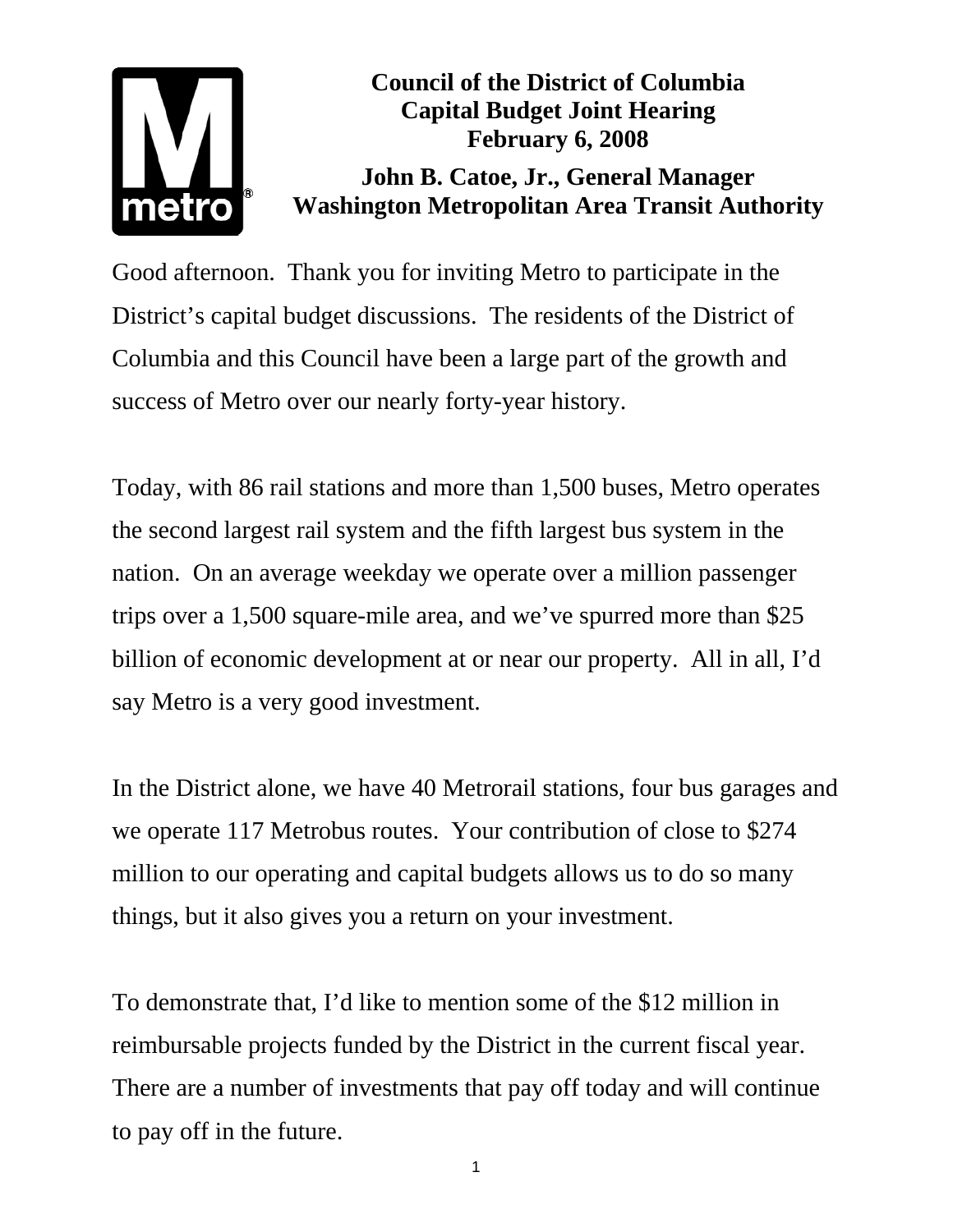**Council of the District of Columbia**
**Capital Budget Joint Hearing**
**February 6, 2008**

**John B. Catoe, Jr., General Manager**
**Washington Metropolitan Area Transit Authority**

Good afternoon. Thank you for inviting Metro to participate in the District's capital budget discussions. The residents of the District of Columbia and this Council have been a large part of the growth and success of Metro over our nearly forty-year history.

Today, with 86 rail stations and more than 1,500 buses, Metro operates the second largest rail system and the fifth largest bus system in the nation. On an average weekday we operate over a million passenger trips over a 1,500 square-mile area, and we've spurred more than $25 billion of economic development at or near our property. All in all, I'd say Metro is a very good investment.

In the District alone, we have 40 Metrorail stations, four bus garages and we operate 117 Metrobus routes. Your contribution of close to $274 million to our operating and capital budgets allows us to do so many things, but it also gives you a return on your investment.

To demonstrate that, I'd like to mention some of the $12 million in reimbursable projects funded by the District in the current fiscal year. There are a number of investments that pay off today and will continue to pay off in the future.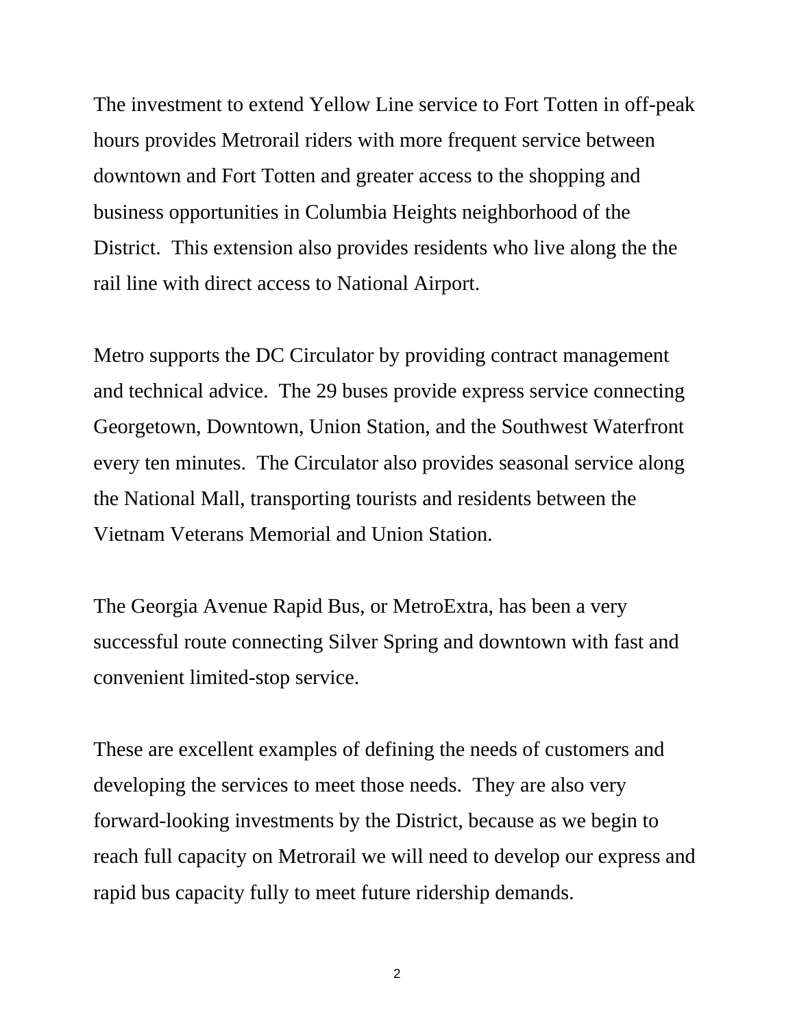The investment to extend Yellow Line service to Fort Totten in off-peak hours provides Metrorail riders with more frequent service between downtown and Fort Totten and greater access to the shopping and business opportunities in Columbia Heights neighborhood of the District. This extension also provides residents who live along the the rail line with direct access to National Airport.

Metro supports the DC Circulator by providing contract management and technical advice. The 29 buses provide express service connecting Georgetown, Downtown, Union Station, and the Southwest Waterfront every ten minutes. The Circulator also provides seasonal service along the National Mall, transporting tourists and residents between the Vietnam Veterans Memorial and Union Station.

The Georgia Avenue Rapid Bus, or MetroExtra, has been a very successful route connecting Silver Spring and downtown with fast and convenient limited-stop service.

These are excellent examples of defining the needs of customers and developing the services to meet those needs. They are also very forward-looking investments by the District, because as we begin to reach full capacity on Metrorail we will need to develop our express and rapid bus capacity fully to meet future ridership demands.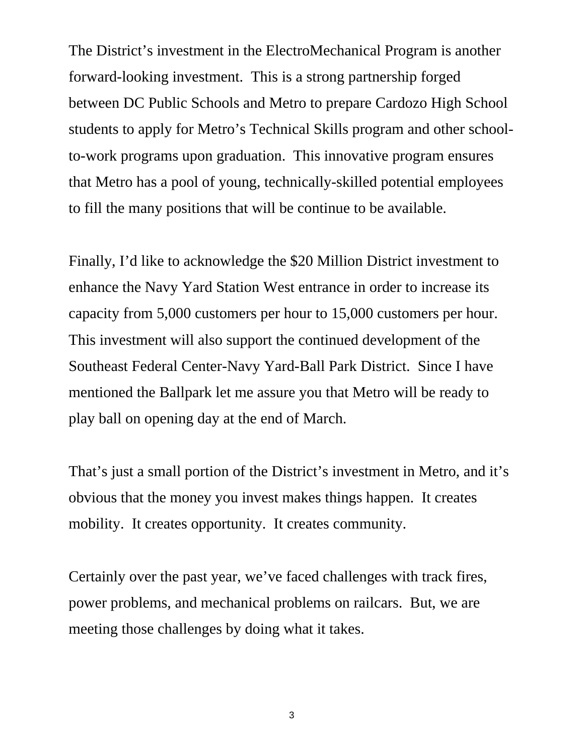The District's investment in the ElectroMechanical Program is another forward-looking investment. This is a strong partnership forged between DC Public Schools and Metro to prepare Cardozo High School students to apply for Metro's Technical Skills program and other school-to-work programs upon graduation. This innovative program ensures that Metro has a pool of young, technically-skilled potential employees to fill the many positions that will be continue to be available.

Finally, I'd like to acknowledge the $20 Million District investment to enhance the Navy Yard Station West entrance in order to increase its capacity from 5,000 customers per hour to 15,000 customers per hour. This investment will also support the continued development of the Southeast Federal Center-Navy Yard-Ball Park District. Since I have mentioned the Ballpark let me assure you that Metro will be ready to play ball on opening day at the end of March.

That's just a small portion of the District's investment in Metro, and it's obvious that the money you invest makes things happen. It creates mobility. It creates opportunity. It creates community.

Certainly over the past year, we've faced challenges with track fires, power problems, and mechanical problems on railcars. But, we are meeting those challenges by doing what it takes.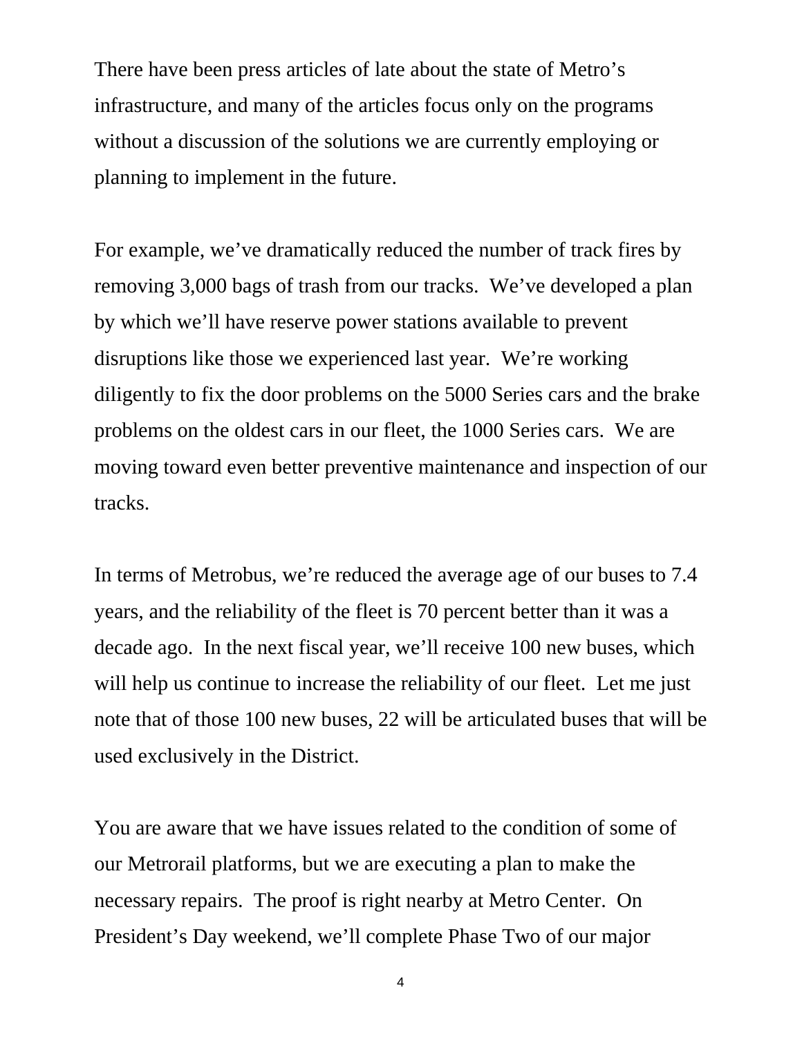There have been press articles of late about the state of Metro's infrastructure, and many of the articles focus only on the programs without a discussion of the solutions we are currently employing or planning to implement in the future.

For example, we've dramatically reduced the number of track fires by removing 3,000 bags of trash from our tracks. We've developed a plan by which we'll have reserve power stations available to prevent disruptions like those we experienced last year. We're working diligently to fix the door problems on the 5000 Series cars and the brake problems on the oldest cars in our fleet, the 1000 Series cars. We are moving toward even better preventive maintenance and inspection of our tracks.

In terms of Metrobus, we're reduced the average age of our buses to 7.4 years, and the reliability of the fleet is 70 percent better than it was a decade ago. In the next fiscal year, we'll receive 100 new buses, which will help us continue to increase the reliability of our fleet. Let me just note that of those 100 new buses, 22 will be articulated buses that will be used exclusively in the District.

You are aware that we have issues related to the condition of some of our Metrorail platforms, but we are executing a plan to make the necessary repairs. The proof is right nearby at Metro Center. On President's Day weekend, we'll complete Phase Two of our major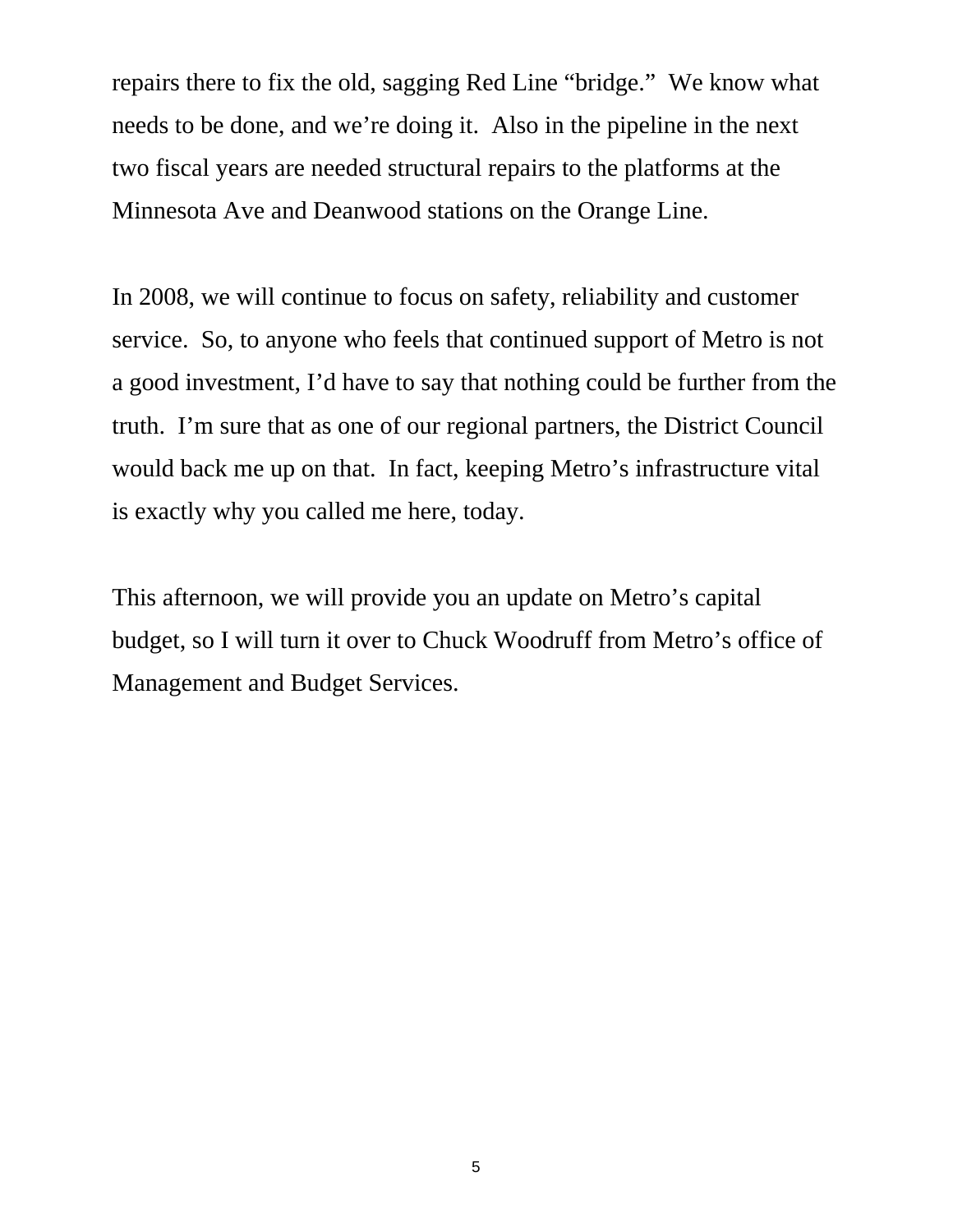repairs there to fix the old, sagging Red Line “bridge.” We know what needs to be done, and we’re doing it. Also in the pipeline in the next two fiscal years are needed structural repairs to the platforms at the Minnesota Ave and Deanwood stations on the Orange Line.

In 2008, we will continue to focus on safety, reliability and customer service. So, to anyone who feels that continued support of Metro is not a good investment, I’d have to say that nothing could be further from the truth. I’m sure that as one of our regional partners, the District Council would back me up on that. In fact, keeping Metro’s infrastructure vital is exactly why you called me here, today.

This afternoon, we will provide you an update on Metro’s capital budget, so I will turn it over to Chuck Woodruff from Metro’s office of Management and Budget Services.